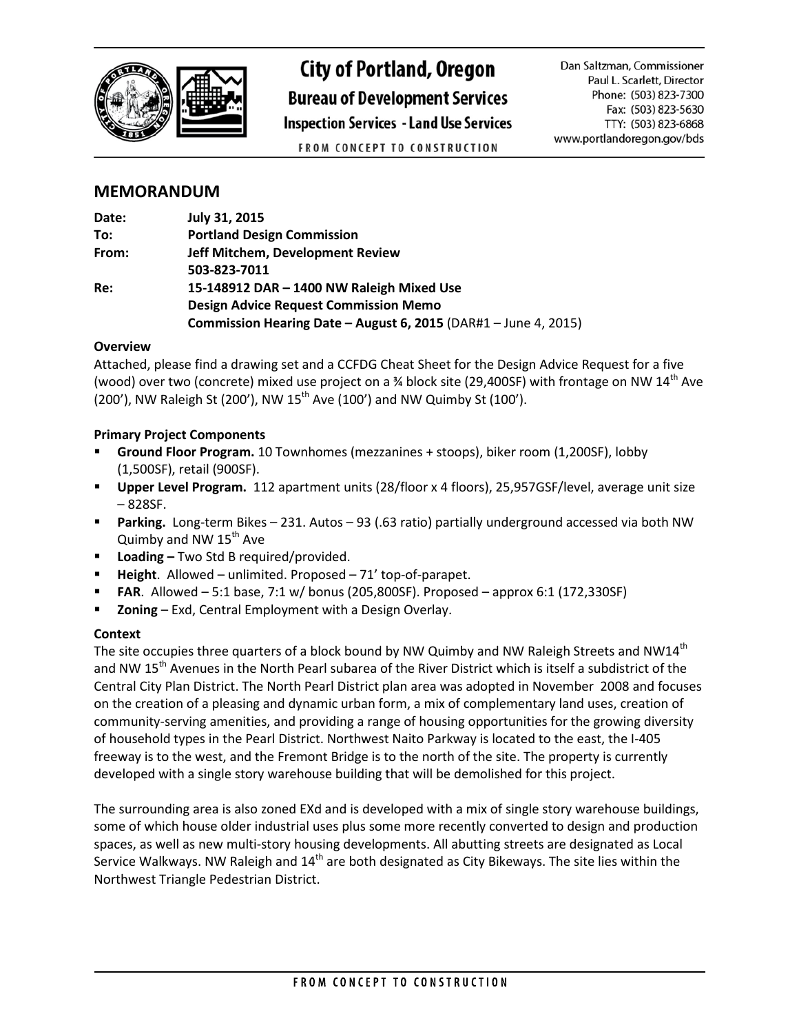# City of Portland, Oregon

**Bureau of Development Services**

**Inspection Services - Land Use Services**

FROM CONCEPT TO CONSTRUCTION

Dan Saltzman, Commissioner
Paul L. Scarlett, Director
Phone: (503) 823-7300
Fax: (503) 823-5630
TTY: (503) 823-6868
www.portlandoregon.gov/bds

## MEMORANDUM

**Date:** **July 31, 2015**
**To:** **Portland Design Commission**
**From:** **Jeff Mitchem, Development Review**
**503-823-7011**
**Re:** **15-148912 DAR – 1400 NW Raleigh Mixed Use**
**Design Advice Request Commission Memo**
**Commission Hearing Date – August 6, 2015** (DAR#1 – June 4, 2015)

### Overview

Attached, please find a drawing set and a CCFDG Cheat Sheet for the Design Advice Request for a five (wood) over two (concrete) mixed use project on a ¾ block site (29,400SF) with frontage on NW 14th Ave (200'), NW Raleigh St (200'), NW 15th Ave (100') and NW Quimby St (100').

### Primary Project Components

- **Ground Floor Program.** 10 Townhomes (mezzanines + stoops), biker room (1,200SF), lobby (1,500SF), retail (900SF).
- **Upper Level Program.** 112 apartment units (28/floor x 4 floors), 25,957GSF/level, average unit size – 828SF.
- **Parking.** Long-term Bikes – 231. Autos – 93 (.63 ratio) partially underground accessed via both NW Quimby and NW 15th Ave
- **Loading –** Two Std B required/provided.
- **Height**. Allowed – unlimited. Proposed – 71' top-of-parapet.
- **FAR**. Allowed – 5:1 base, 7:1 w/ bonus (205,800SF). Proposed – approx 6:1 (172,330SF)
- **Zoning** – Exd, Central Employment with a Design Overlay.

### Context

The site occupies three quarters of a block bound by NW Quimby and NW Raleigh Streets and NW14th and NW 15th Avenues in the North Pearl subarea of the River District which is itself a subdistrict of the Central City Plan District. The North Pearl District plan area was adopted in November 2008 and focuses on the creation of a pleasing and dynamic urban form, a mix of complementary land uses, creation of community-serving amenities, and providing a range of housing opportunities for the growing diversity of household types in the Pearl District. Northwest Naito Parkway is located to the east, the I-405 freeway is to the west, and the Fremont Bridge is to the north of the site. The property is currently developed with a single story warehouse building that will be demolished for this project.

The surrounding area is also zoned EXd and is developed with a mix of single story warehouse buildings, some of which house older industrial uses plus some more recently converted to design and production spaces, as well as new multi-story housing developments. All abutting streets are designated as Local Service Walkways. NW Raleigh and 14th are both designated as City Bikeways. The site lies within the Northwest Triangle Pedestrian District.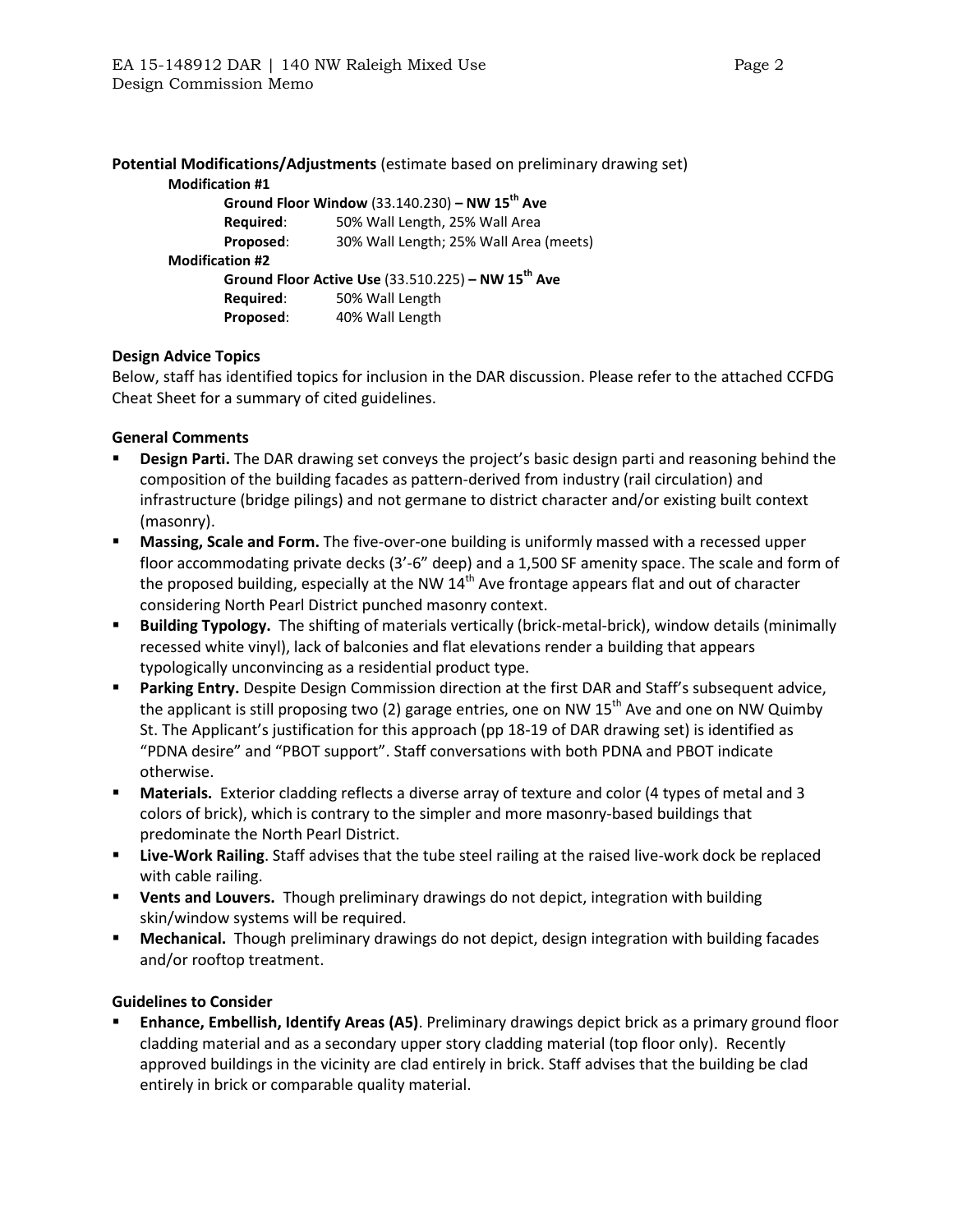**Potential Modifications/Adjustments** (estimate based on preliminary drawing set)

**Modification #1**

**Ground Floor Window** (33.140.230) **– NW 15th Ave**

**Required**: 50% Wall Length, 25% Wall Area

**Proposed**: 30% Wall Length; 25% Wall Area (meets)

**Modification #2**

**Ground Floor Active Use** (33.510.225) **– NW 15th Ave**

**Required**: 50% Wall Length

**Proposed**: 40% Wall Length

**Design Advice Topics**

Below, staff has identified topics for inclusion in the DAR discussion. Please refer to the attached CCFDG Cheat Sheet for a summary of cited guidelines.

**General Comments**

- **Design Parti.** The DAR drawing set conveys the project's basic design parti and reasoning behind the composition of the building facades as pattern-derived from industry (rail circulation) and infrastructure (bridge pilings) and not germane to district character and/or existing built context (masonry).
- **Massing, Scale and Form.** The five-over-one building is uniformly massed with a recessed upper floor accommodating private decks (3'-6" deep) and a 1,500 SF amenity space. The scale and form of the proposed building, especially at the NW 14th Ave frontage appears flat and out of character considering North Pearl District punched masonry context.
- **Building Typology.** The shifting of materials vertically (brick-metal-brick), window details (minimally recessed white vinyl), lack of balconies and flat elevations render a building that appears typologically unconvincing as a residential product type.
- **Parking Entry.** Despite Design Commission direction at the first DAR and Staff's subsequent advice, the applicant is still proposing two (2) garage entries, one on NW 15th Ave and one on NW Quimby St. The Applicant's justification for this approach (pp 18-19 of DAR drawing set) is identified as "PDNA desire" and "PBOT support". Staff conversations with both PDNA and PBOT indicate otherwise.
- **Materials.** Exterior cladding reflects a diverse array of texture and color (4 types of metal and 3 colors of brick), which is contrary to the simpler and more masonry-based buildings that predominate the North Pearl District.
- **Live-Work Railing**. Staff advises that the tube steel railing at the raised live-work dock be replaced with cable railing.
- **Vents and Louvers.** Though preliminary drawings do not depict, integration with building skin/window systems will be required.
- **Mechanical.** Though preliminary drawings do not depict, design integration with building facades and/or rooftop treatment.

**Guidelines to Consider**

- **Enhance, Embellish, Identify Areas (A5)**. Preliminary drawings depict brick as a primary ground floor cladding material and as a secondary upper story cladding material (top floor only). Recently approved buildings in the vicinity are clad entirely in brick. Staff advises that the building be clad entirely in brick or comparable quality material.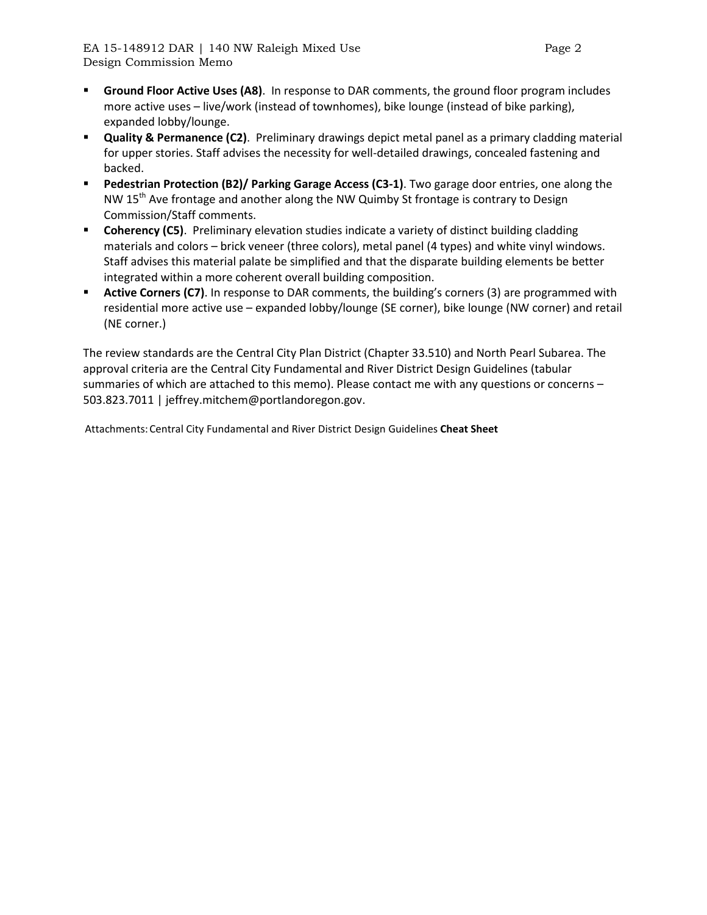- **Ground Floor Active Uses (A8)**. In response to DAR comments, the ground floor program includes more active uses – live/work (instead of townhomes), bike lounge (instead of bike parking), expanded lobby/lounge.
- **Quality & Permanence (C2)**. Preliminary drawings depict metal panel as a primary cladding material for upper stories. Staff advises the necessity for well-detailed drawings, concealed fastening and backed.
- **Pedestrian Protection (B2)/ Parking Garage Access (C3-1)**. Two garage door entries, one along the NW 15th Ave frontage and another along the NW Quimby St frontage is contrary to Design Commission/Staff comments.
- **Coherency (C5)**. Preliminary elevation studies indicate a variety of distinct building cladding materials and colors – brick veneer (three colors), metal panel (4 types) and white vinyl windows. Staff advises this material palate be simplified and that the disparate building elements be better integrated within a more coherent overall building composition.
- **Active Corners (C7)**. In response to DAR comments, the building's corners (3) are programmed with residential more active use – expanded lobby/lounge (SE corner), bike lounge (NW corner) and retail (NE corner.)

The review standards are the Central City Plan District (Chapter 33.510) and North Pearl Subarea. The approval criteria are the Central City Fundamental and River District Design Guidelines (tabular summaries of which are attached to this memo). Please contact me with any questions or concerns – 503.823.7011 | jeffrey.mitchem@portlandoregon.gov.

Attachments: Central City Fundamental and River District Design Guidelines **Cheat Sheet**